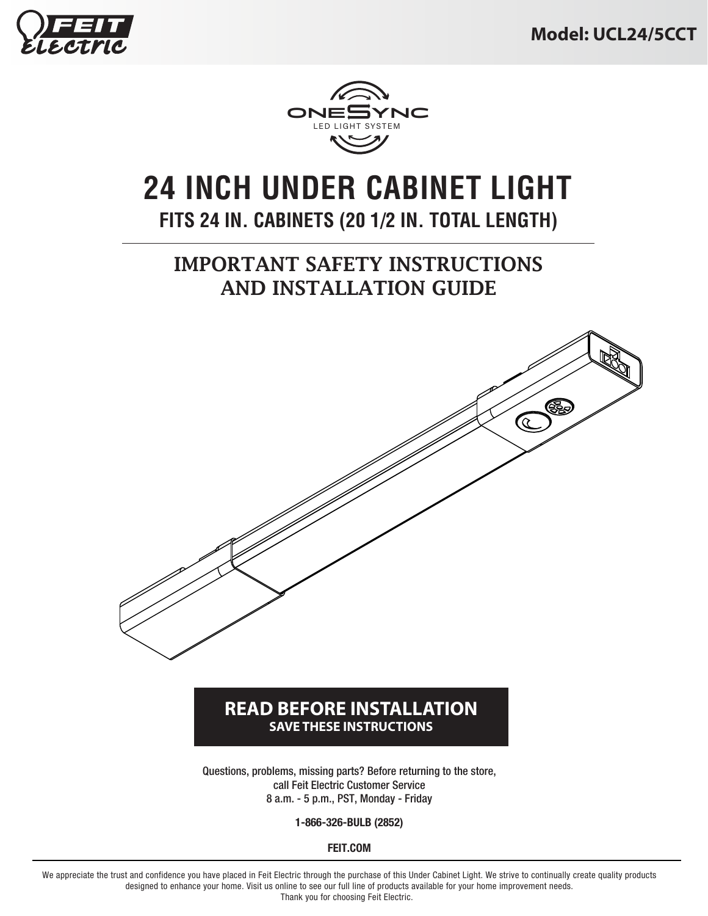Feit Electric

**Model: UCL24/5CCT**

ONESYNC LED LIGHT SYSTEM

# 24 INCH UNDER CABINET LIGHT

## FITS 24 IN. CABINETS (20 1/2 IN. TOTAL LENGTH)

## IMPORTANT SAFETY INSTRUCTIONS AND INSTALLATION GUIDE

**READ BEFORE INSTALLATION**
**SAVE THESE INSTRUCTIONS**

Questions, problems, missing parts? Before returning to the store, call Feit Electric Customer Service
8 a.m. - 5 p.m., PST, Monday - Friday

**1-866-326-BULB (2852)**

**FEIT.COM**

We appreciate the trust and confidence you have placed in Feit Electric through the purchase of this Under Cabinet Light. We strive to continually create quality products designed to enhance your home. Visit us online to see our full line of products available for your home improvement needs.
Thank you for choosing Feit Electric.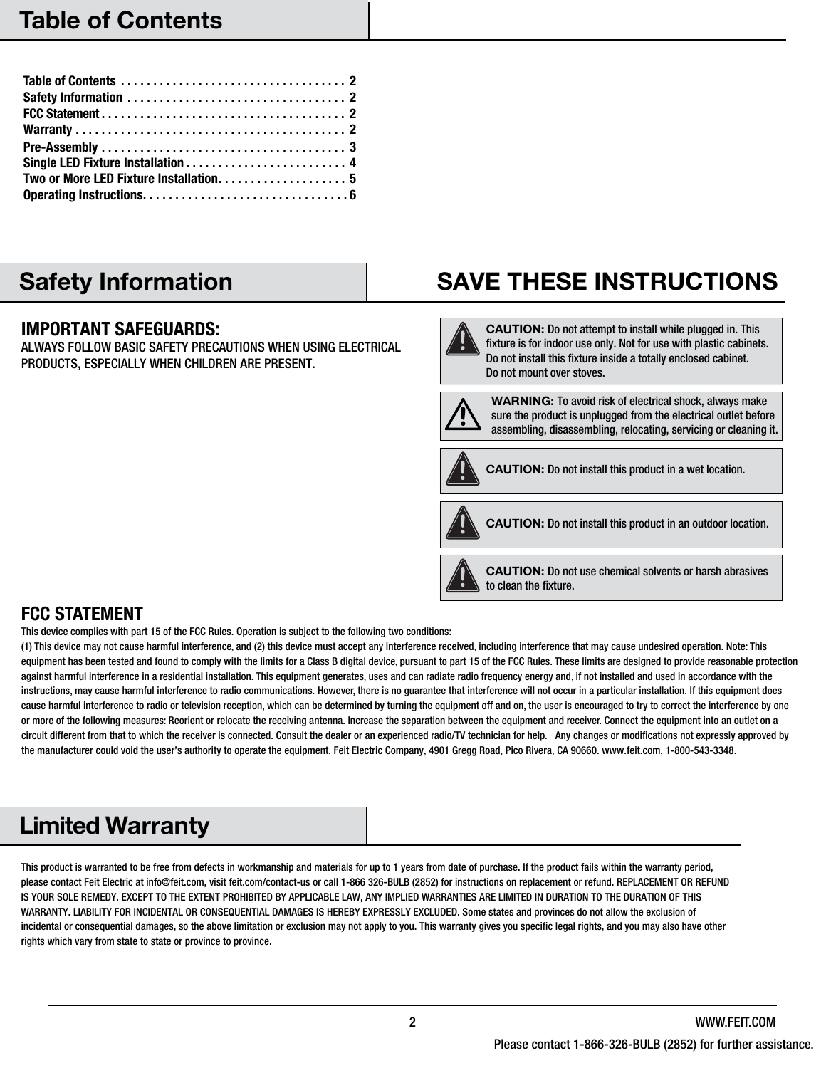## Table of Contents

| | |
|---|---|
| Table of Contents | 2 |
| Safety Information | 2 |
| FCC Statement | 2 |
| Warranty | 2 |
| Pre-Assembly | 3 |
| Single LED Fixture Installation | 4 |
| Two or More LED Fixture Installation | 5 |
| Operating Instructions | 6 |

## Safety Information

## SAVE THESE INSTRUCTIONS

### IMPORTANT SAFEGUARDS:

ALWAYS FOLLOW BASIC SAFETY PRECAUTIONS WHEN USING ELECTRICAL PRODUCTS, ESPECIALLY WHEN CHILDREN ARE PRESENT.

**CAUTION:** Do not attempt to install while plugged in. This fixture is for indoor use only. Not for use with plastic cabinets. Do not install this fixture inside a totally enclosed cabinet. Do not mount over stoves.

**WARNING:** To avoid risk of electrical shock, always make sure the product is unplugged from the electrical outlet before assembling, disassembling, relocating, servicing or cleaning it.

**CAUTION:** Do not install this product in a wet location.

**CAUTION:** Do not install this product in an outdoor location.

**CAUTION:** Do not use chemical solvents or harsh abrasives to clean the fixture.

### FCC STATEMENT

This device complies with part 15 of the FCC Rules. Operation is subject to the following two conditions:
(1) This device may not cause harmful interference, and (2) this device must accept any interference received, including interference that may cause undesired operation. Note: This equipment has been tested and found to comply with the limits for a Class B digital device, pursuant to part 15 of the FCC Rules. These limits are designed to provide reasonable protection against harmful interference in a residential installation. This equipment generates, uses and can radiate radio frequency energy and, if not installed and used in accordance with the instructions, may cause harmful interference to radio communications. However, there is no guarantee that interference will not occur in a particular installation. If this equipment does cause harmful interference to radio or television reception, which can be determined by turning the equipment off and on, the user is encouraged to try to correct the interference by one or more of the following measures: Reorient or relocate the receiving antenna. Increase the separation between the equipment and receiver. Connect the equipment into an outlet on a circuit different from that to which the receiver is connected. Consult the dealer or an experienced radio/TV technician for help. Any changes or modifications not expressly approved by the manufacturer could void the user's authority to operate the equipment. Feit Electric Company, 4901 Gregg Road, Pico Rivera, CA 90660. www.feit.com, 1-800-543-3348.

## Limited Warranty

This product is warranted to be free from defects in workmanship and materials for up to 1 years from date of purchase. If the product fails within the warranty period, please contact Feit Electric at info@feit.com, visit feit.com/contact-us or call 1-866 326-BULB (2852) for instructions on replacement or refund. REPLACEMENT OR REFUND IS YOUR SOLE REMEDY. EXCEPT TO THE EXTENT PROHIBITED BY APPLICABLE LAW, ANY IMPLIED WARRANTIES ARE LIMITED IN DURATION TO THE DURATION OF THIS WARRANTY. LIABILITY FOR INCIDENTAL OR CONSEQUENTIAL DAMAGES IS HEREBY EXPRESSLY EXCLUDED. Some states and provinces do not allow the exclusion of incidental or consequential damages, so the above limitation or exclusion may not apply to you. This warranty gives you specific legal rights, and you may also have other rights which vary from state to state or province to province.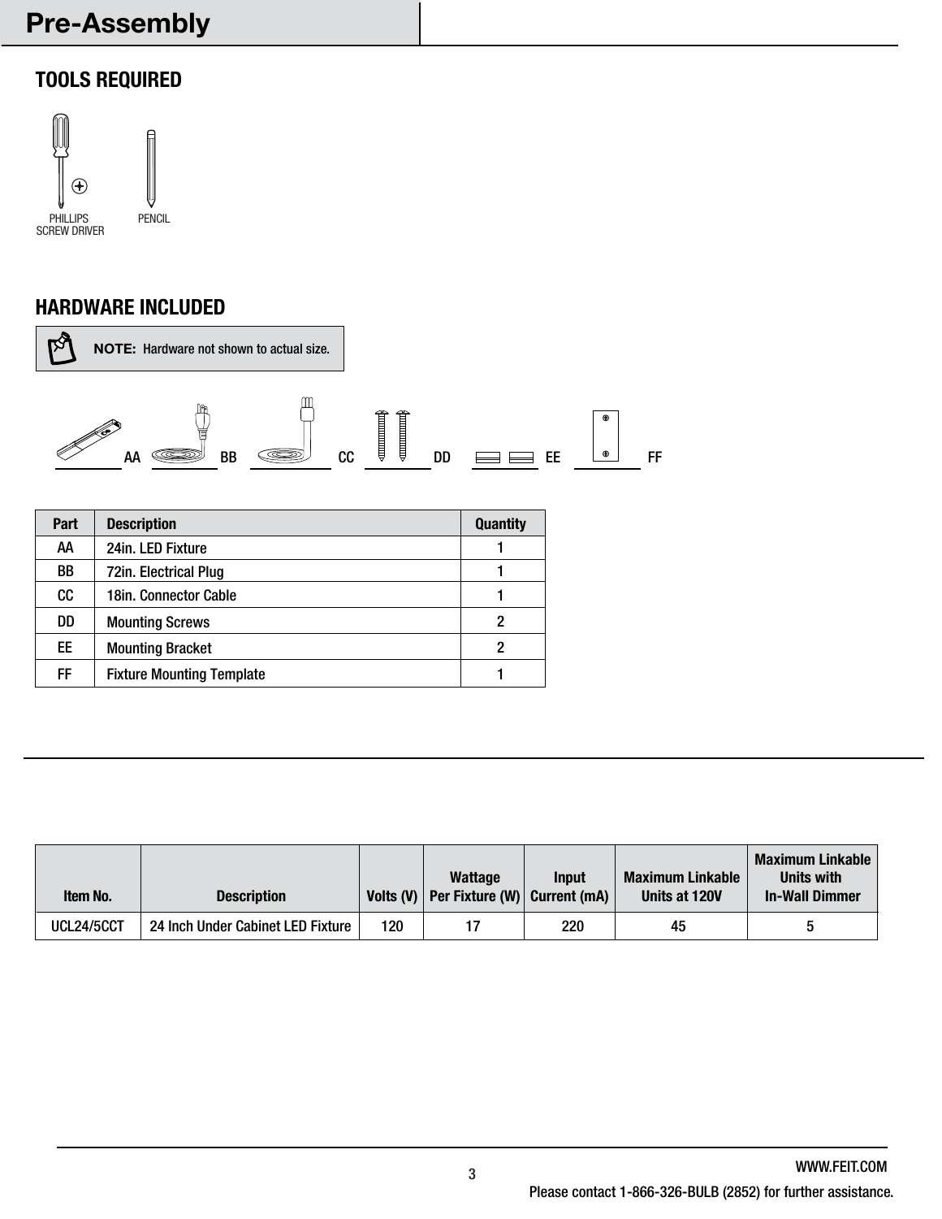# Pre-Assembly

## TOOLS REQUIRED

PHILLIPS SCREW DRIVER

PENCIL

## HARDWARE INCLUDED

**NOTE:** Hardware not shown to actual size.

AA BB CC DD EE FF

| Part | Description | Quantity |
|---|---|---|
| AA | 24in. LED Fixture | 1 |
| BB | 72in. Electrical Plug | 1 |
| CC | 18in. Connector Cable | 1 |
| DD | Mounting Screws | 2 |
| EE | Mounting Bracket | 2 |
| FF | Fixture Mounting Template | 1 |

| Item No. | Description | Volts (V) | Wattage Per Fixture (W) | Input Current (mA) | Maximum Linkable Units at 120V | Maximum Linkable Units with In-Wall Dimmer |
|---|---|---|---|---|---|---|
| UCL24/5CCT | 24 Inch Under Cabinet LED Fixture | 120 | 17 | 220 | 45 | 5 |

WWW.FEIT.COM

Please contact 1-866-326-BULB (2852) for further assistance.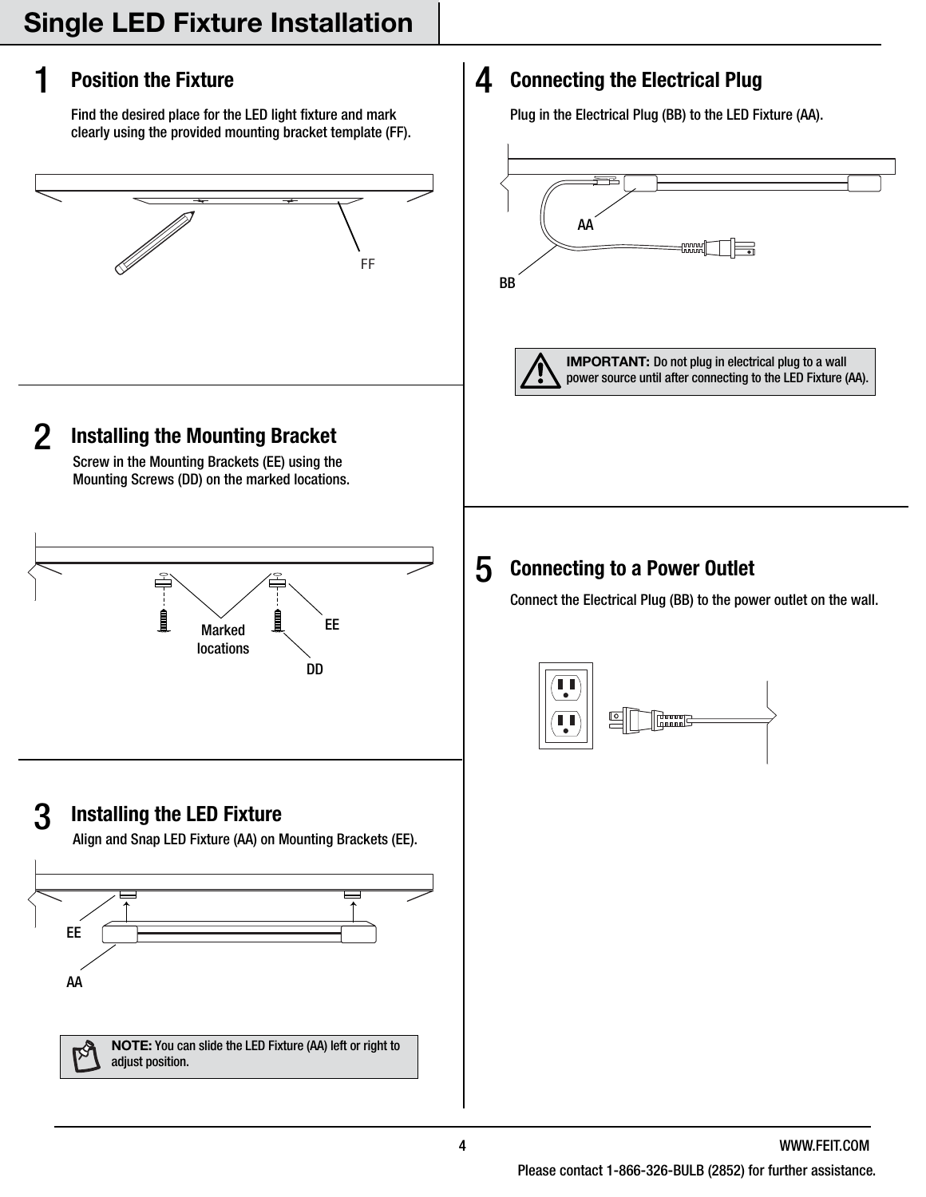# Single LED Fixture Installation

## 1 Position the Fixture

Find the desired place for the LED light fixture and mark clearly using the provided mounting bracket template (FF).

FF

## 2 Installing the Mounting Bracket

Screw in the Mounting Brackets (EE) using the Mounting Screws (DD) on the marked locations.

Marked locations

EE

DD

## 3 Installing the LED Fixture

Align and Snap LED Fixture (AA) on Mounting Brackets (EE).

EE

AA

**NOTE:** You can slide the LED Fixture (AA) left or right to adjust position.

## 4 Connecting the Electrical Plug

Plug in the Electrical Plug (BB) to the LED Fixture (AA).

AA

BB

**IMPORTANT:** Do not plug in electrical plug to a wall power source until after connecting to the LED Fixture (AA).

## 5 Connecting to a Power Outlet

Connect the Electrical Plug (BB) to the power outlet on the wall.

WWW.FEIT.COM

Please contact 1-866-326-BULB (2852) for further assistance.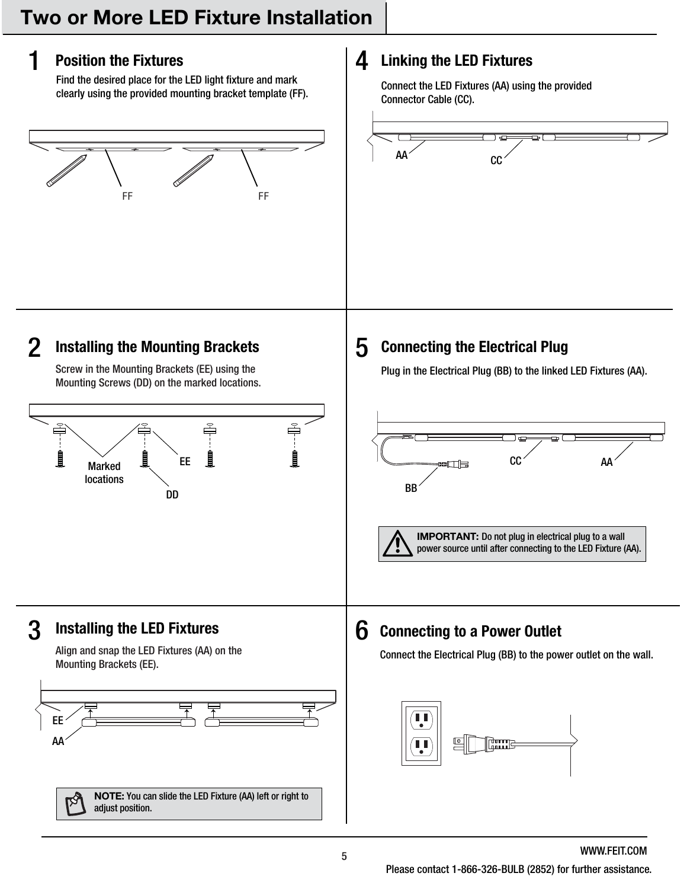# Two or More LED Fixture Installation

## 1 Position the Fixtures

Find the desired place for the LED light fixture and mark clearly using the provided mounting bracket template (FF).

FF FF

## 2 Installing the Mounting Brackets

Screw in the Mounting Brackets (EE) using the Mounting Screws (DD) on the marked locations.

Marked locations EE DD

## 3 Installing the LED Fixtures

Align and snap the LED Fixtures (AA) on the Mounting Brackets (EE).

EE AA

**NOTE:** You can slide the LED Fixture (AA) left or right to adjust position.

## 4 Linking the LED Fixtures

Connect the LED Fixtures (AA) using the provided Connector Cable (CC).

AA CC

## 5 Connecting the Electrical Plug

Plug in the Electrical Plug (BB) to the linked LED Fixtures (AA).

CC AA BB

**IMPORTANT:** Do not plug in electrical plug to a wall power source until after connecting to the LED Fixture (AA).

## 6 Connecting to a Power Outlet

Connect the Electrical Plug (BB) to the power outlet on the wall.

WWW.FEIT.COM

Please contact 1-866-326-BULB (2852) for further assistance.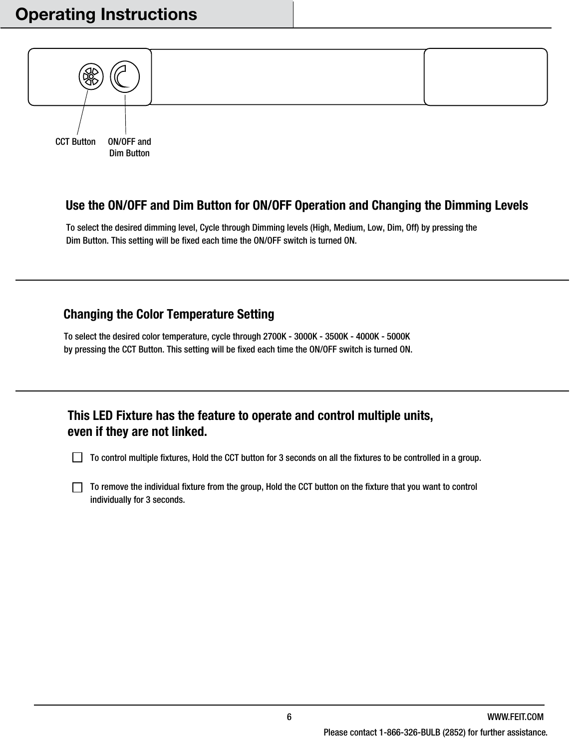# Operating Instructions

CCT Button

ON/OFF and Dim Button

## Use the ON/OFF and Dim Button for ON/OFF Operation and Changing the Dimming Levels

To select the desired dimming level, Cycle through Dimming levels (High, Medium, Low, Dim, Off) by pressing the Dim Button. This setting will be fixed each time the ON/OFF switch is turned ON.

## Changing the Color Temperature Setting

To select the desired color temperature, cycle through 2700K - 3000K - 3500K - 4000K - 5000K by pressing the CCT Button. This setting will be fixed each time the ON/OFF switch is turned ON.

## This LED Fixture has the feature to operate and control multiple units, even if they are not linked.

- To control multiple fixtures, Hold the CCT button for 3 seconds on all the fixtures to be controlled in a group.
- To remove the individual fixture from the group, Hold the CCT button on the fixture that you want to control individually for 3 seconds.

WWW.FEIT.COM

Please contact 1-866-326-BULB (2852) for further assistance.